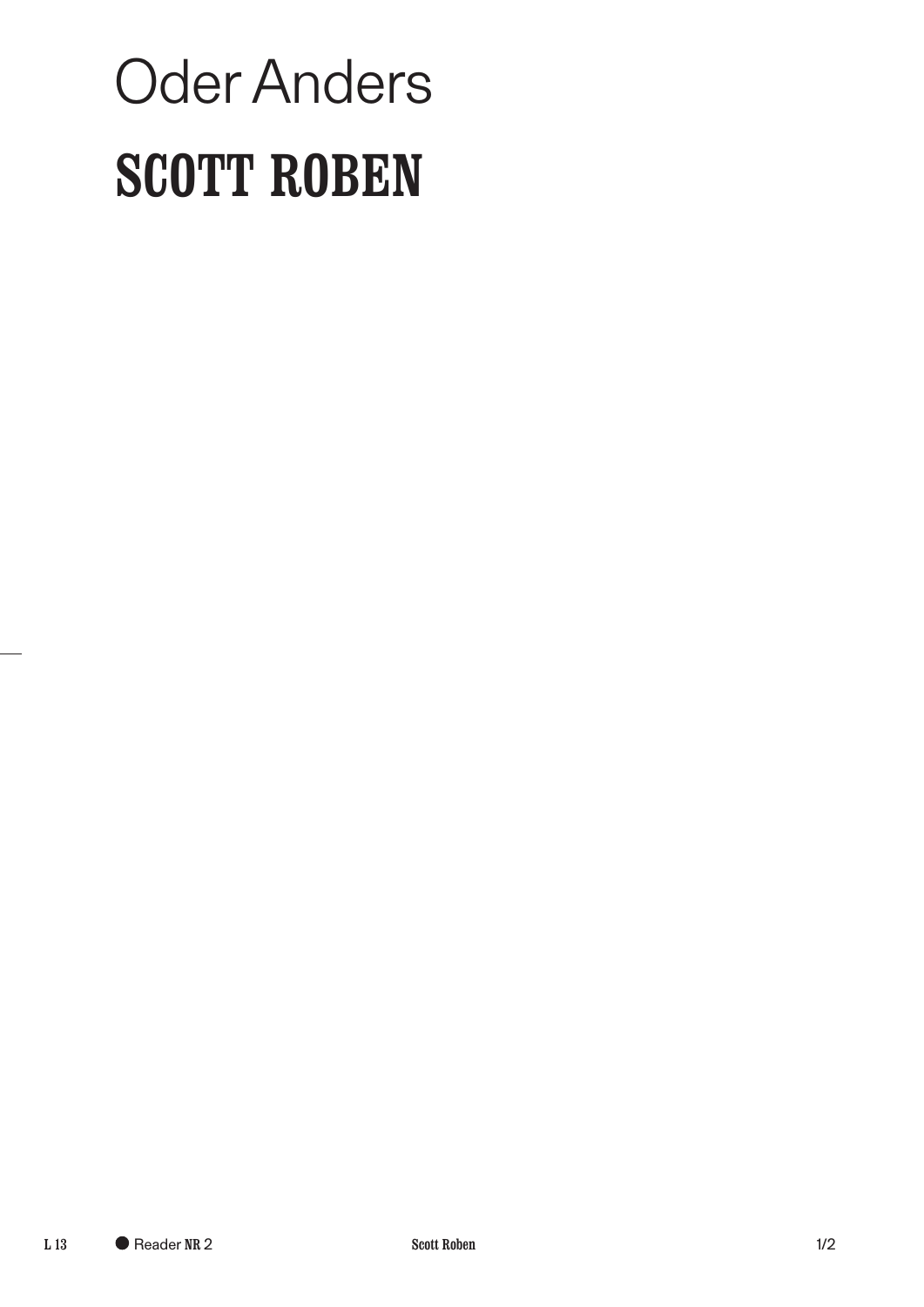# Oder Anders

# SCOTT ROBEN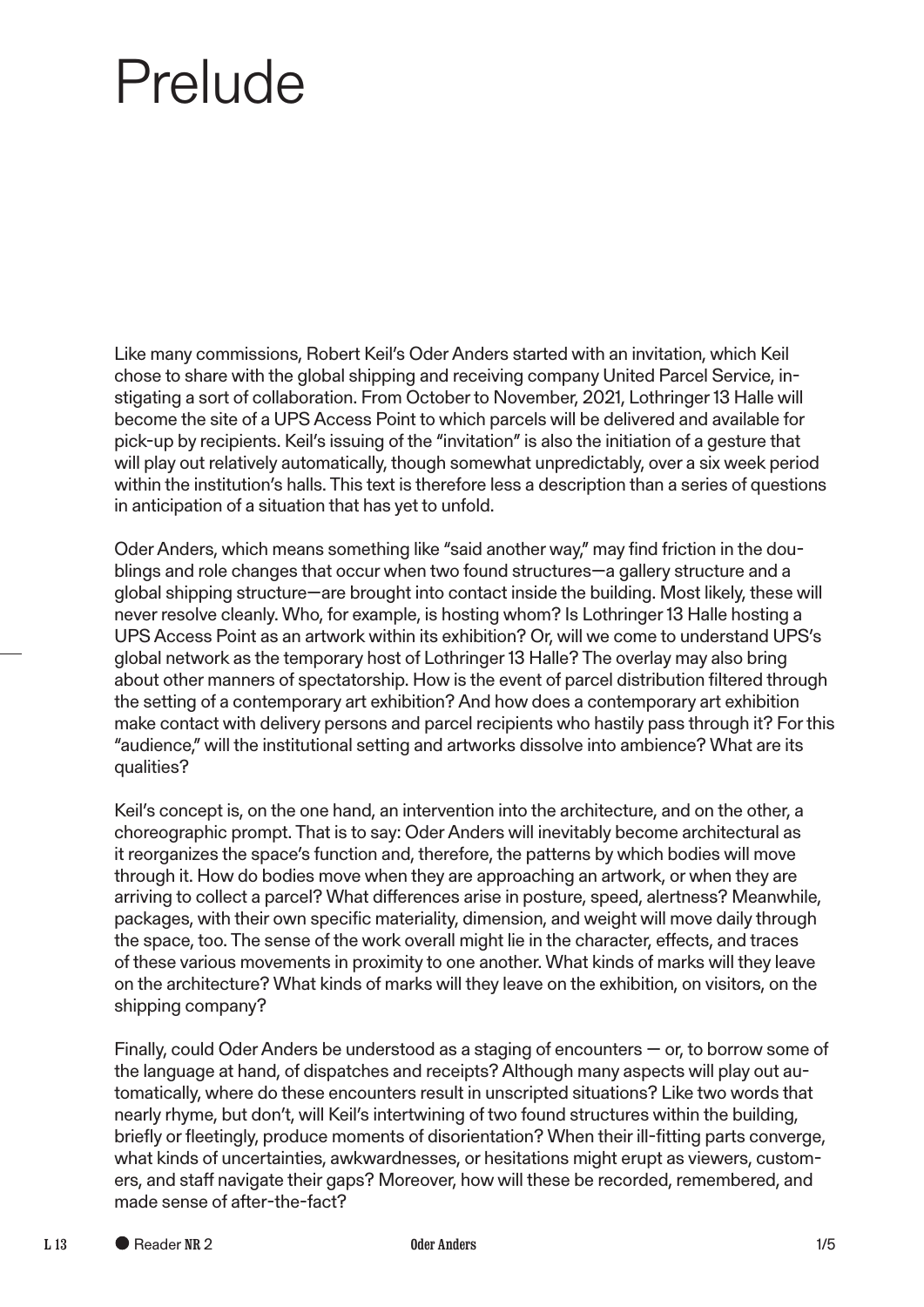# Prelude

Like many commissions, Robert Keil's Oder Anders started with an invitation, which Keil chose to share with the global shipping and receiving company United Parcel Service, instigating a sort of collaboration. From October to November, 2021, Lothringer 13 Halle will become the site of a UPS Access Point to which parcels will be delivered and available for pick-up by recipients. Keil's issuing of the "invitation" is also the initiation of a gesture that will play out relatively automatically, though somewhat unpredictably, over a six week period within the institution's halls. This text is therefore less a description than a series of questions in anticipation of a situation that has yet to unfold.

Oder Anders, which means something like "said another way," may find friction in the doublings and role changes that occur when two found structures—a gallery structure and a global shipping structure—are brought into contact inside the building. Most likely, these will never resolve cleanly. Who, for example, is hosting whom? Is Lothringer 13 Halle hosting a UPS Access Point as an artwork within its exhibition? Or, will we come to understand UPS's global network as the temporary host of Lothringer 13 Halle? The overlay may also bring about other manners of spectatorship. How is the event of parcel distribution filtered through the setting of a contemporary art exhibition? And how does a contemporary art exhibition make contact with delivery persons and parcel recipients who hastily pass through it? For this "audience," will the institutional setting and artworks dissolve into ambience? What are its qualities?

Keil's concept is, on the one hand, an intervention into the architecture, and on the other, a choreographic prompt. That is to say: Oder Anders will inevitably become architectural as it reorganizes the space's function and, therefore, the patterns by which bodies will move through it. How do bodies move when they are approaching an artwork, or when they are arriving to collect a parcel? What differences arise in posture, speed, alertness? Meanwhile, packages, with their own specific materiality, dimension, and weight will move daily through the space, too. The sense of the work overall might lie in the character, effects, and traces of these various movements in proximity to one another. What kinds of marks will they leave on the architecture? What kinds of marks will they leave on the exhibition, on visitors, on the shipping company?

Finally, could Oder Anders be understood as a staging of encounters — or, to borrow some of the language at hand, of dispatches and receipts? Although many aspects will play out automatically, where do these encounters result in unscripted situations? Like two words that nearly rhyme, but don't, will Keil's intertwining of two found structures within the building, briefly or fleetingly, produce moments of disorientation? When their ill-fitting parts converge, what kinds of uncertainties, awkwardnesses, or hesitations might erupt as viewers, customers, and staff navigate their gaps? Moreover, how will these be recorded, remembered, and made sense of after-the-fact?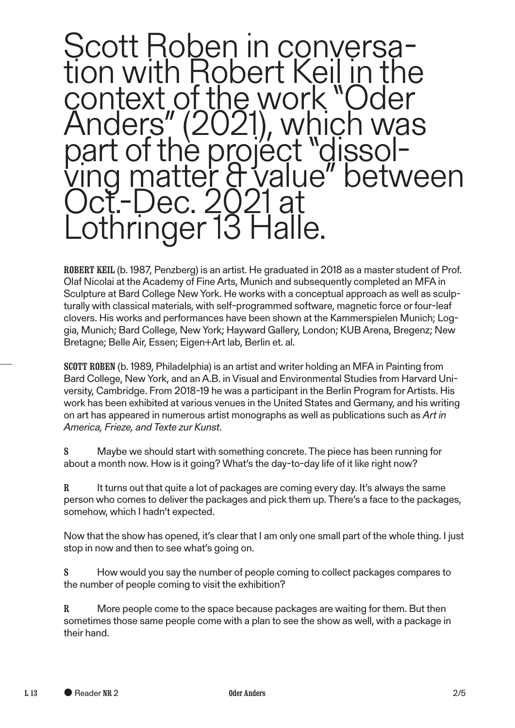# Scott Roben in conversation with Robert Keil in the context of the work "Oder Anders" (2021), which was part of the project "dissolving matter & value" between Oct.-Dec. 2021 at Lothringer 13 Halle.

**ROBERT KEIL** (b. 1987, Penzberg) is an artist. He graduated in 2018 as a master student of Prof. Olaf Nicolai at the Academy of Fine Arts, Munich and subsequently completed an MFA in Sculpture at Bard College New York. He works with a conceptual approach as well as sculpturally with classical materials, with self-programmed software, magnetic force or four-leaf clovers. His works and performances have been shown at the Kammerspielen Munich; Loggia, Munich; Bard College, New York; Hayward Gallery, London; KUB Arena, Bregenz; New Bretagne; Belle Air, Essen; Eigen+Art lab, Berlin et. al.

**SCOTT ROBEN** (b. 1989, Philadelphia) is an artist and writer holding an MFA in Painting from Bard College, New York, and an A.B. in Visual and Environmental Studies from Harvard University, Cambridge. From 2018-19 he was a participant in the Berlin Program for Artists. His work has been exhibited at various venues in the United States and Germany, and his writing on art has appeared in numerous artist monographs as well as publications such as *Art in America, Frieze, and Texte zur Kunst*.

**S** Maybe we should start with something concrete. The piece has been running for about a month now. How is it going? What's the day-to-day life of it like right now?

**R** It turns out that quite a lot of packages are coming every day. It's always the same person who comes to deliver the packages and pick them up. There's a face to the packages, somehow, which I hadn't expected.

Now that the show has opened, it's clear that I am only one small part of the whole thing. I just stop in now and then to see what's going on.

**S** How would you say the number of people coming to collect packages compares to the number of people coming to visit the exhibition?

**R** More people come to the space because packages are waiting for them. But then sometimes those same people come with a plan to see the show as well, with a package in their hand.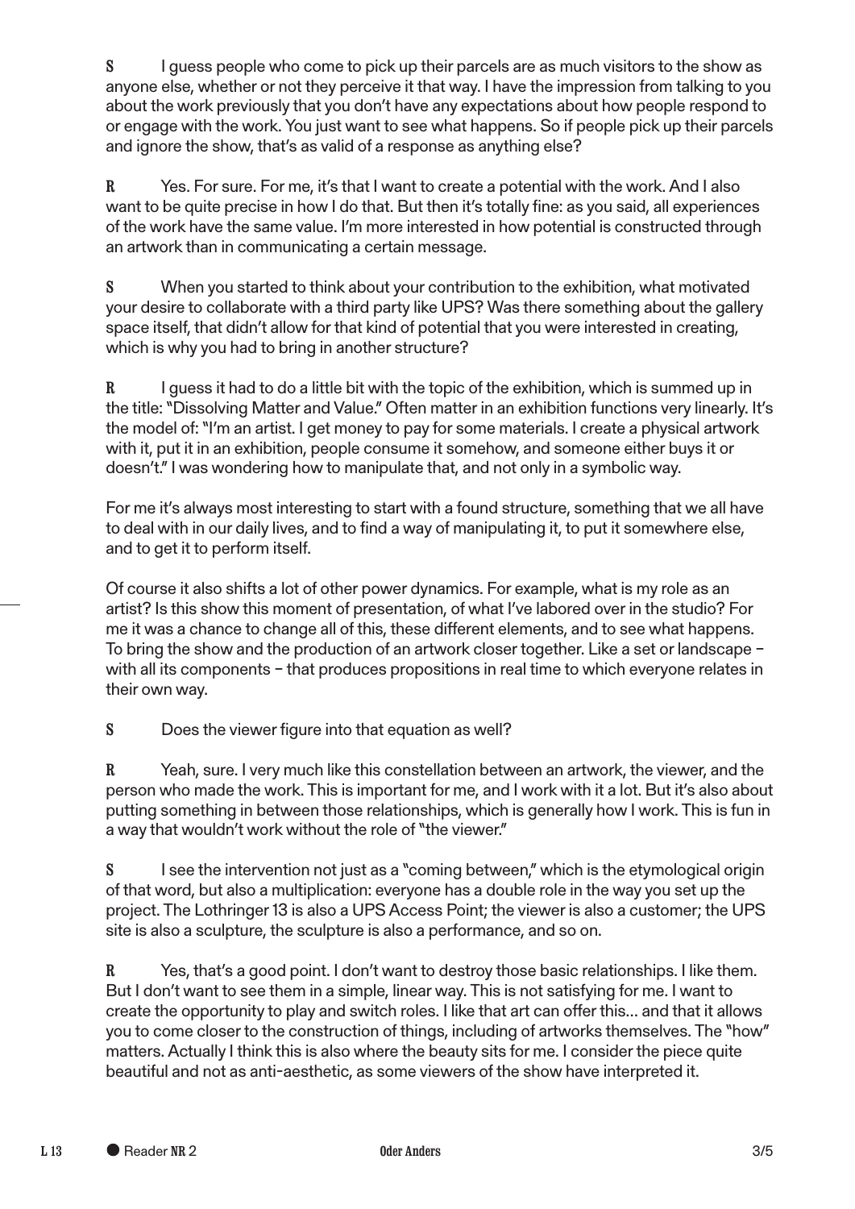**S** I guess people who come to pick up their parcels are as much visitors to the show as anyone else, whether or not they perceive it that way. I have the impression from talking to you about the work previously that you don't have any expectations about how people respond to or engage with the work. You just want to see what happens. So if people pick up their parcels and ignore the show, that's as valid of a response as anything else?

**R** Yes. For sure. For me, it's that I want to create a potential with the work. And I also want to be quite precise in how I do that. But then it's totally fine: as you said, all experiences of the work have the same value. I'm more interested in how potential is constructed through an artwork than in communicating a certain message.

**S** When you started to think about your contribution to the exhibition, what motivated your desire to collaborate with a third party like UPS? Was there something about the gallery space itself, that didn't allow for that kind of potential that you were interested in creating, which is why you had to bring in another structure?

**R** I guess it had to do a little bit with the topic of the exhibition, which is summed up in the title: "Dissolving Matter and Value." Often matter in an exhibition functions very linearly. It's the model of: "I'm an artist. I get money to pay for some materials. I create a physical artwork with it, put it in an exhibition, people consume it somehow, and someone either buys it or doesn't." I was wondering how to manipulate that, and not only in a symbolic way.

For me it's always most interesting to start with a found structure, something that we all have to deal with in our daily lives, and to find a way of manipulating it, to put it somewhere else, and to get it to perform itself.

Of course it also shifts a lot of other power dynamics. For example, what is my role as an artist? Is this show this moment of presentation, of what I've labored over in the studio? For me it was a chance to change all of this, these different elements, and to see what happens. To bring the show and the production of an artwork closer together. Like a set or landscape – with all its components – that produces propositions in real time to which everyone relates in their own way.

**S** Does the viewer figure into that equation as well?

**R** Yeah, sure. I very much like this constellation between an artwork, the viewer, and the person who made the work. This is important for me, and I work with it a lot. But it's also about putting something in between those relationships, which is generally how I work. This is fun in a way that wouldn't work without the role of "the viewer."

**S** I see the intervention not just as a "coming between," which is the etymological origin of that word, but also a multiplication: everyone has a double role in the way you set up the project. The Lothringer 13 is also a UPS Access Point; the viewer is also a customer; the UPS site is also a sculpture, the sculpture is also a performance, and so on.

**R** Yes, that's a good point. I don't want to destroy those basic relationships. I like them. But I don't want to see them in a simple, linear way. This is not satisfying for me. I want to create the opportunity to play and switch roles. I like that art can offer this… and that it allows you to come closer to the construction of things, including of artworks themselves. The "how" matters. Actually I think this is also where the beauty sits for me. I consider the piece quite beautiful and not as anti-aesthetic, as some viewers of the show have interpreted it.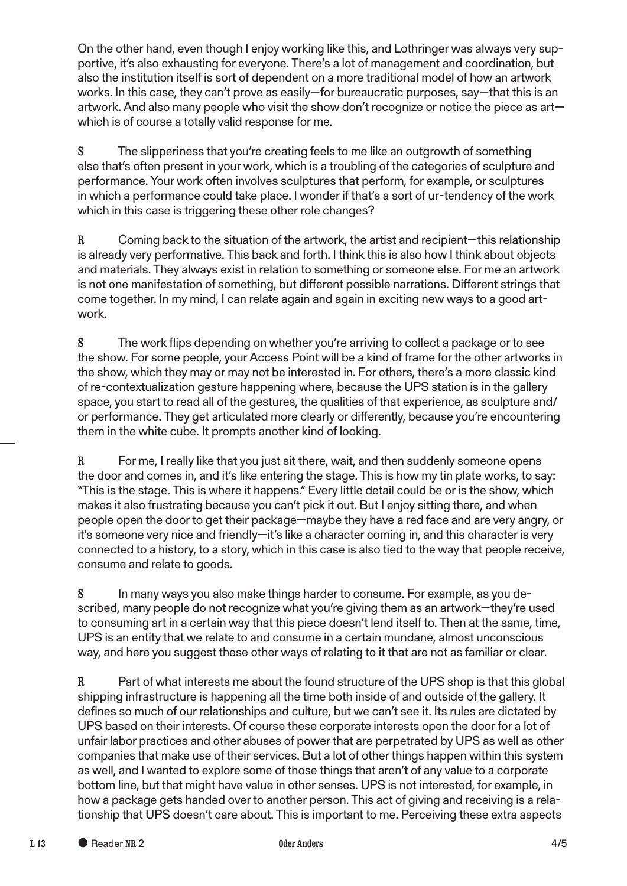On the other hand, even though I enjoy working like this, and Lothringer was always very supportive, it's also exhausting for everyone. There's a lot of management and coordination, but also the institution itself is sort of dependent on a more traditional model of how an artwork works. In this case, they can't prove as easily—for bureaucratic purposes, say—that this is an artwork. And also many people who visit the show don't recognize or notice the piece as art—which is of course a totally valid response for me.

**S** The slipperiness that you're creating feels to me like an outgrowth of something else that's often present in your work, which is a troubling of the categories of sculpture and performance. Your work often involves sculptures that perform, for example, or sculptures in which a performance could take place. I wonder if that's a sort of ur-tendency of the work which in this case is triggering these other role changes?

**R** Coming back to the situation of the artwork, the artist and recipient—this relationship is already very performative. This back and forth. I think this is also how I think about objects and materials. They always exist in relation to something or someone else. For me an artwork is not one manifestation of something, but different possible narrations. Different strings that come together. In my mind, I can relate again and again in exciting new ways to a good artwork.

**S** The work flips depending on whether you're arriving to collect a package or to see the show. For some people, your Access Point will be a kind of frame for the other artworks in the show, which they may or may not be interested in. For others, there's a more classic kind of re-contextualization gesture happening where, because the UPS station is in the gallery space, you start to read all of the gestures, the qualities of that experience, as sculpture and/or performance. They get articulated more clearly or differently, because you're encountering them in the white cube. It prompts another kind of looking.

**R** For me, I really like that you just sit there, wait, and then suddenly someone opens the door and comes in, and it's like entering the stage. This is how my tin plate works, to say: "This is the stage. This is where it happens." Every little detail could be or is the show, which makes it also frustrating because you can't pick it out. But I enjoy sitting there, and when people open the door to get their package—maybe they have a red face and are very angry, or it's someone very nice and friendly—it's like a character coming in, and this character is very connected to a history, to a story, which in this case is also tied to the way that people receive, consume and relate to goods.

**S** In many ways you also make things harder to consume. For example, as you described, many people do not recognize what you're giving them as an artwork—they're used to consuming art in a certain way that this piece doesn't lend itself to. Then at the same, time, UPS is an entity that we relate to and consume in a certain mundane, almost unconscious way, and here you suggest these other ways of relating to it that are not as familiar or clear.

**R** Part of what interests me about the found structure of the UPS shop is that this global shipping infrastructure is happening all the time both inside of and outside of the gallery. It defines so much of our relationships and culture, but we can't see it. Its rules are dictated by UPS based on their interests. Of course these corporate interests open the door for a lot of unfair labor practices and other abuses of power that are perpetrated by UPS as well as other companies that make use of their services. But a lot of other things happen within this system as well, and I wanted to explore some of those things that aren't of any value to a corporate bottom line, but that might have value in other senses. UPS is not interested, for example, in how a package gets handed over to another person. This act of giving and receiving is a relationship that UPS doesn't care about. This is important to me. Perceiving these extra aspects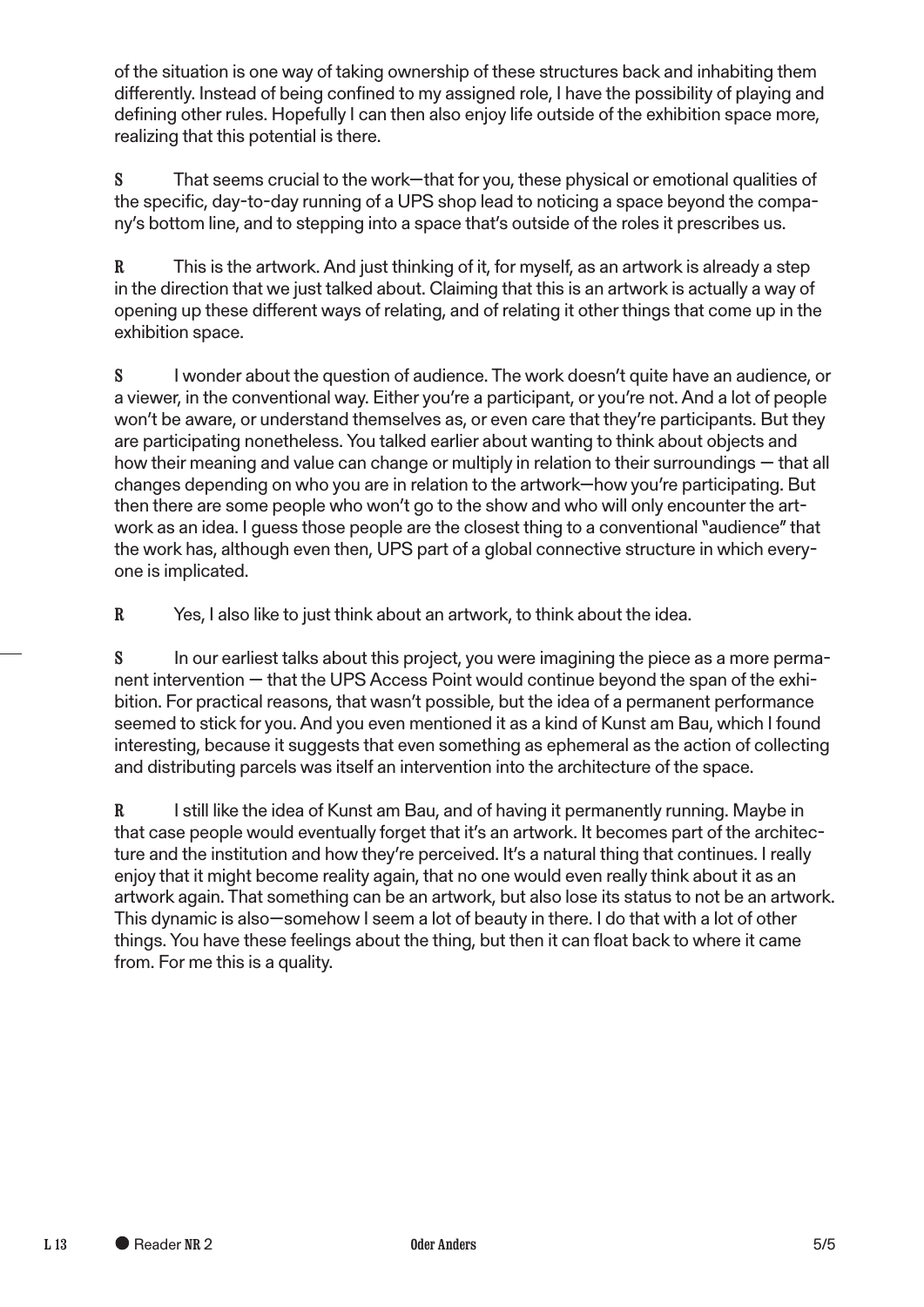of the situation is one way of taking ownership of these structures back and inhabiting them differently. Instead of being confined to my assigned role, I have the possibility of playing and defining other rules. Hopefully I can then also enjoy life outside of the exhibition space more, realizing that this potential is there.

**S** That seems crucial to the work—that for you, these physical or emotional qualities of the specific, day-to-day running of a UPS shop lead to noticing a space beyond the company's bottom line, and to stepping into a space that's outside of the roles it prescribes us.

**R** This is the artwork. And just thinking of it, for myself, as an artwork is already a step in the direction that we just talked about. Claiming that this is an artwork is actually a way of opening up these different ways of relating, and of relating it other things that come up in the exhibition space.

**S** I wonder about the question of audience. The work doesn't quite have an audience, or a viewer, in the conventional way. Either you're a participant, or you're not. And a lot of people won't be aware, or understand themselves as, or even care that they're participants. But they are participating nonetheless. You talked earlier about wanting to think about objects and how their meaning and value can change or multiply in relation to their surroundings — that all changes depending on who you are in relation to the artwork—how you're participating. But then there are some people who won't go to the show and who will only encounter the artwork as an idea. I guess those people are the closest thing to a conventional "audience" that the work has, although even then, UPS part of a global connective structure in which everyone is implicated.

**R** Yes, I also like to just think about an artwork, to think about the idea.

**S** In our earliest talks about this project, you were imagining the piece as a more permanent intervention — that the UPS Access Point would continue beyond the span of the exhibition. For practical reasons, that wasn't possible, but the idea of a permanent performance seemed to stick for you. And you even mentioned it as a kind of Kunst am Bau, which I found interesting, because it suggests that even something as ephemeral as the action of collecting and distributing parcels was itself an intervention into the architecture of the space.

**R** I still like the idea of Kunst am Bau, and of having it permanently running. Maybe in that case people would eventually forget that it's an artwork. It becomes part of the architecture and the institution and how they're perceived. It's a natural thing that continues. I really enjoy that it might become reality again, that no one would even really think about it as an artwork again. That something can be an artwork, but also lose its status to not be an artwork. This dynamic is also—somehow I seem a lot of beauty in there. I do that with a lot of other things. You have these feelings about the thing, but then it can float back to where it came from. For me this is a quality.